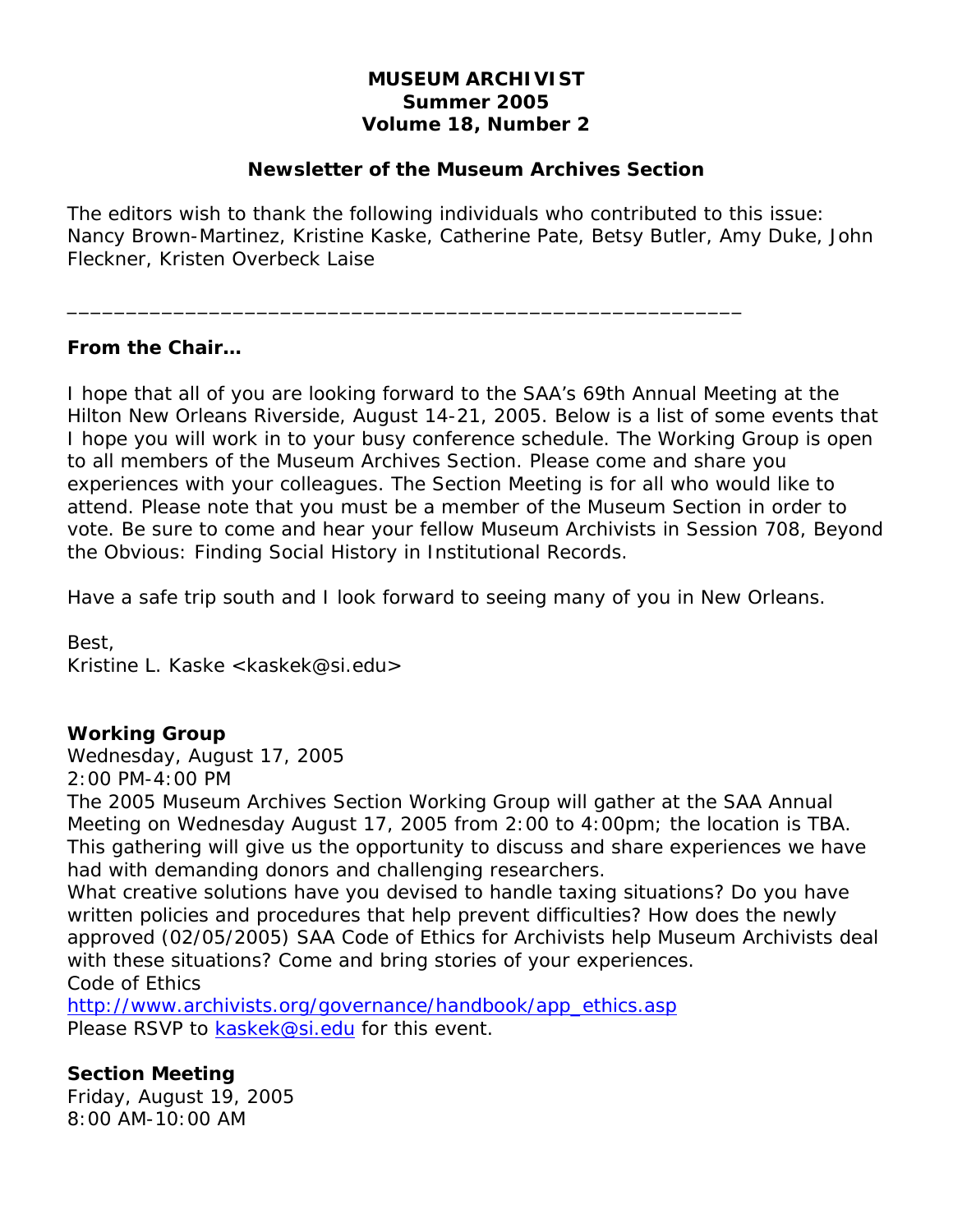**MUSEUM ARCHIVIST**
**Summer 2005**
**Volume 18, Number 2**

**Newsletter of the Museum Archives Section**

The editors wish to thank the following individuals who contributed to this issue: Nancy Brown-Martinez, Kristine Kaske, Catherine Pate, Betsy Butler, Amy Duke, John Fleckner, Kristen Overbeck Laise

---

**From the Chair…**

I hope that all of you are looking forward to the SAA's 69th Annual Meeting at the Hilton New Orleans Riverside, August 14-21, 2005. Below is a list of some events that I hope you will work in to your busy conference schedule. The Working Group is open to all members of the Museum Archives Section. Please come and share you experiences with your colleagues. The Section Meeting is for all who would like to attend. Please note that you must be a member of the Museum Section in order to vote. Be sure to come and hear your fellow Museum Archivists in Session 708, Beyond the Obvious: Finding Social History in Institutional Records.

Have a safe trip south and I look forward to seeing many of you in New Orleans.

Best,
Kristine L. Kaske <kaskek@si.edu>

**Working Group**
Wednesday, August 17, 2005
2:00 PM-4:00 PM
The 2005 Museum Archives Section Working Group will gather at the SAA Annual Meeting on Wednesday August 17, 2005 from 2:00 to 4:00pm; the location is TBA. This gathering will give us the opportunity to discuss and share experiences we have had with demanding donors and challenging researchers.
What creative solutions have you devised to handle taxing situations? Do you have written policies and procedures that help prevent difficulties? How does the newly approved (02/05/2005) SAA Code of Ethics for Archivists help Museum Archivists deal with these situations? Come and bring stories of your experiences.
Code of Ethics
http://www.archivists.org/governance/handbook/app_ethics.asp
Please RSVP to kaskek@si.edu for this event.

**Section Meeting**
Friday, August 19, 2005
8:00 AM-10:00 AM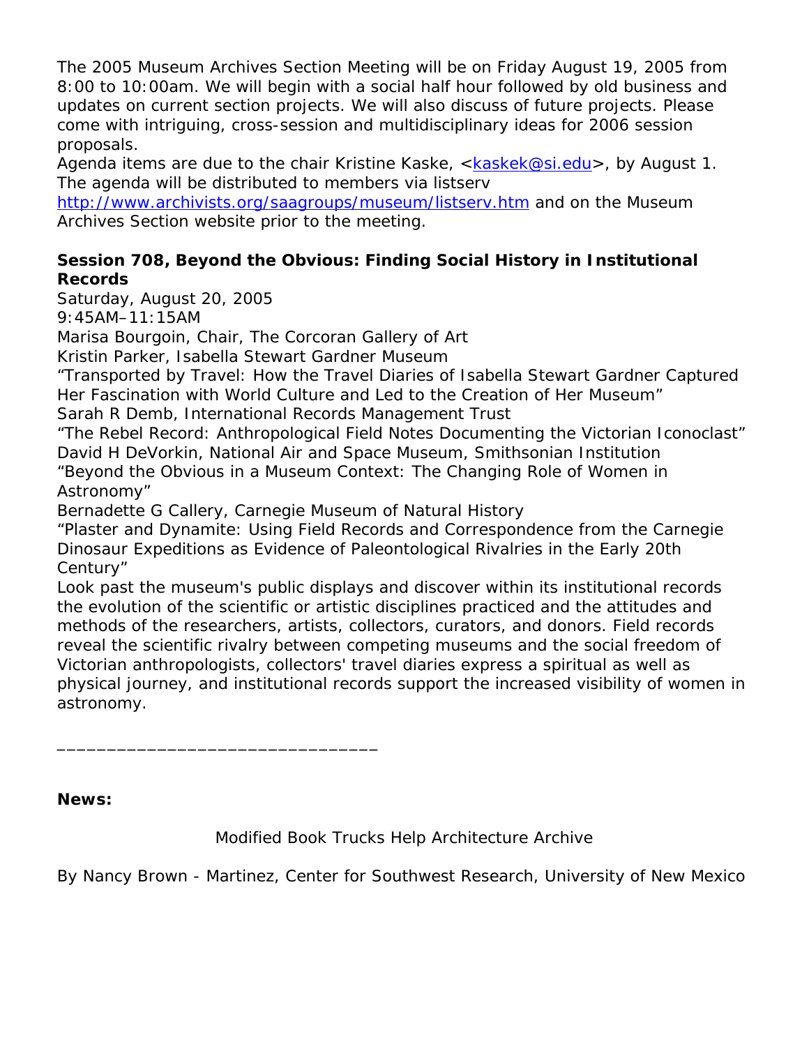The 2005 Museum Archives Section Meeting will be on Friday August 19, 2005 from 8:00 to 10:00am. We will begin with a social half hour followed by old business and updates on current section projects. We will also discuss of future projects. Please come with intriguing, cross-session and multidisciplinary ideas for 2006 session proposals.

Agenda items are due to the chair Kristine Kaske, <kaskek@si.edu>, by August 1. The agenda will be distributed to members via listserv http://www.archivists.org/saagroups/museum/listserv.htm and on the Museum Archives Section website prior to the meeting.

**Session 708, Beyond the Obvious: Finding Social History in Institutional Records**

Saturday, August 20, 2005

9:45AM–11:15AM

Marisa Bourgoin, Chair, The Corcoran Gallery of Art

Kristin Parker, Isabella Stewart Gardner Museum

"Transported by Travel: How the Travel Diaries of Isabella Stewart Gardner Captured Her Fascination with World Culture and Led to the Creation of Her Museum"

Sarah R Demb, International Records Management Trust

"The Rebel Record: Anthropological Field Notes Documenting the Victorian Iconoclast"

David H DeVorkin, National Air and Space Museum, Smithsonian Institution

"Beyond the Obvious in a Museum Context: The Changing Role of Women in Astronomy"

Bernadette G Callery, Carnegie Museum of Natural History

"Plaster and Dynamite: Using Field Records and Correspondence from the Carnegie Dinosaur Expeditions as Evidence of Paleontological Rivalries in the Early 20th Century"

Look past the museum's public displays and discover within its institutional records the evolution of the scientific or artistic disciplines practiced and the attitudes and methods of the researchers, artists, collectors, curators, and donors. Field records reveal the scientific rivalry between competing museums and the social freedom of Victorian anthropologists, collectors' travel diaries express a spiritual as well as physical journey, and institutional records support the increased visibility of women in astronomy.

---

**News:**

Modified Book Trucks Help Architecture Archive

By Nancy Brown - Martinez, Center for Southwest Research, University of New Mexico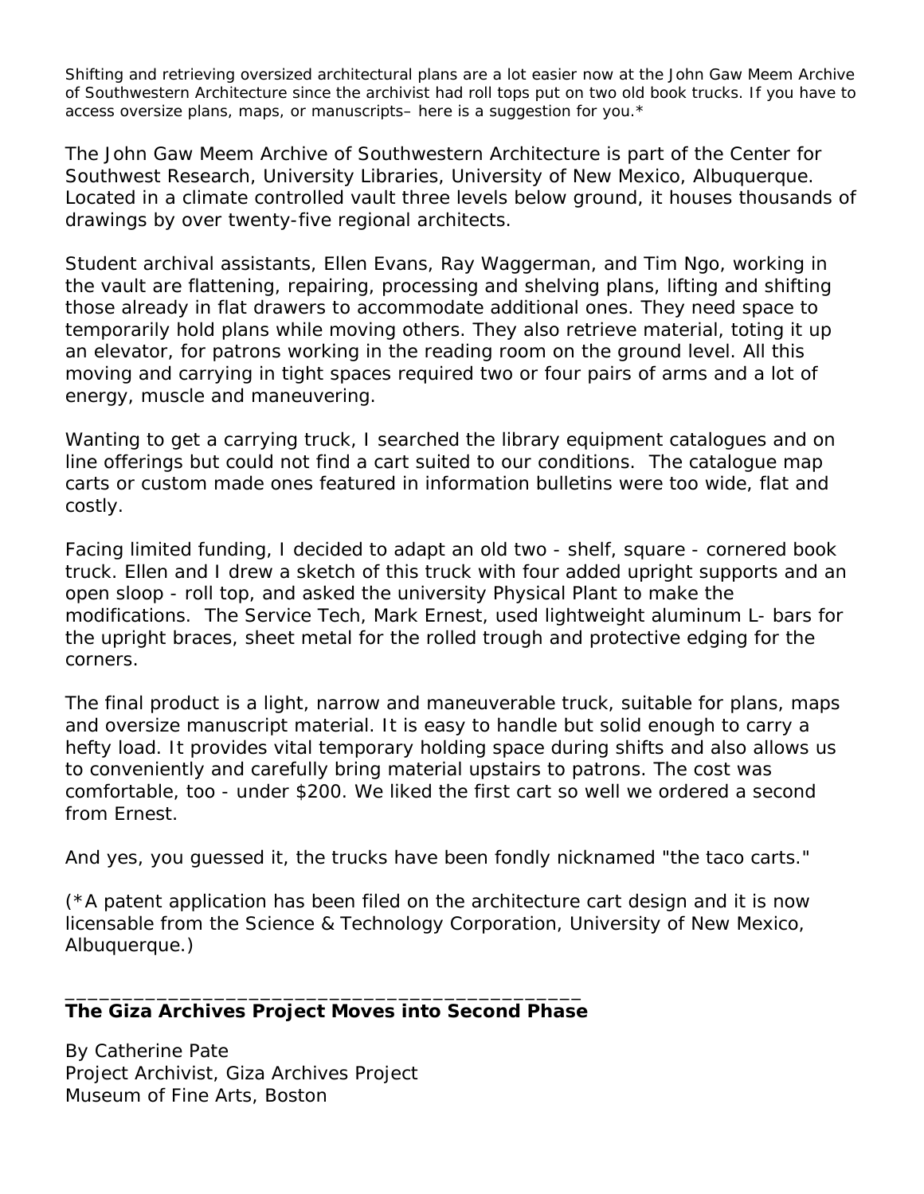Shifting and retrieving oversized architectural plans are a lot easier now at the John Gaw Meem Archive of Southwestern Architecture since the archivist had roll tops put on two old book trucks. If you have to access oversize plans, maps, or manuscripts– here is a suggestion for you.*

The John Gaw Meem Archive of Southwestern Architecture is part of the Center for Southwest Research, University Libraries, University of New Mexico, Albuquerque. Located in a climate controlled vault three levels below ground, it houses thousands of drawings by over twenty-five regional architects.

Student archival assistants, Ellen Evans, Ray Waggerman, and Tim Ngo, working in the vault are flattening, repairing, processing and shelving plans, lifting and shifting those already in flat drawers to accommodate additional ones. They need space to temporarily hold plans while moving others. They also retrieve material, toting it up an elevator, for patrons working in the reading room on the ground level. All this moving and carrying in tight spaces required two or four pairs of arms and a lot of energy, muscle and maneuvering.

Wanting to get a carrying truck, I searched the library equipment catalogues and on line offerings but could not find a cart suited to our conditions. The catalogue map carts or custom made ones featured in information bulletins were too wide, flat and costly.

Facing limited funding, I decided to adapt an old two - shelf, square - cornered book truck. Ellen and I drew a sketch of this truck with four added upright supports and an open sloop - roll top, and asked the university Physical Plant to make the modifications. The Service Tech, Mark Ernest, used lightweight aluminum L- bars for the upright braces, sheet metal for the rolled trough and protective edging for the corners.

The final product is a light, narrow and maneuverable truck, suitable for plans, maps and oversize manuscript material. It is easy to handle but solid enough to carry a hefty load. It provides vital temporary holding space during shifts and also allows us to conveniently and carefully bring material upstairs to patrons. The cost was comfortable, too - under $200. We liked the first cart so well we ordered a second from Ernest.

And yes, you guessed it, the trucks have been fondly nicknamed "the taco carts."

(*A patent application has been filed on the architecture cart design and it is now licensable from the Science & Technology Corporation, University of New Mexico, Albuquerque.)

---

**The Giza Archives Project Moves into Second Phase**

By Catherine Pate
Project Archivist, Giza Archives Project
Museum of Fine Arts, Boston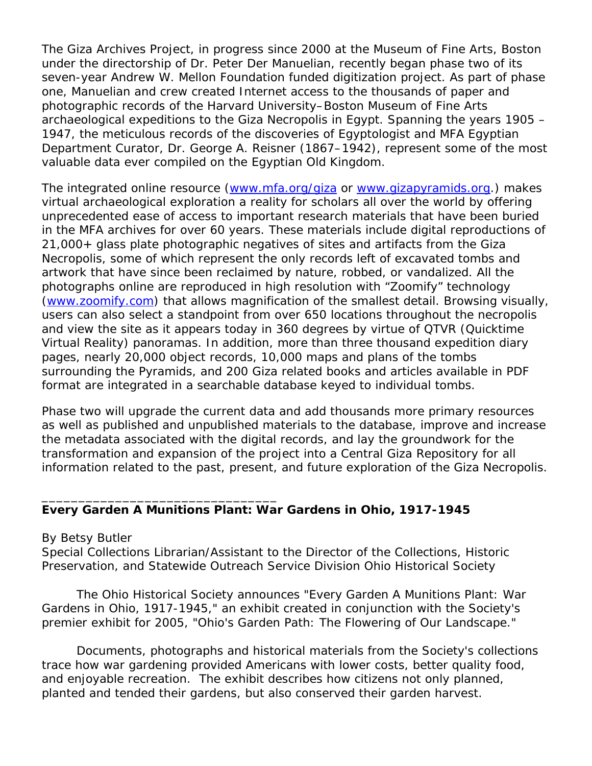The Giza Archives Project, in progress since 2000 at the Museum of Fine Arts, Boston under the directorship of Dr. Peter Der Manuelian, recently began phase two of its seven-year Andrew W. Mellon Foundation funded digitization project. As part of phase one, Manuelian and crew created Internet access to the thousands of paper and photographic records of the Harvard University–Boston Museum of Fine Arts archaeological expeditions to the Giza Necropolis in Egypt. Spanning the years 1905 – 1947, the meticulous records of the discoveries of Egyptologist and MFA Egyptian Department Curator, Dr. George A. Reisner (1867–1942), represent some of the most valuable data ever compiled on the Egyptian Old Kingdom.

The integrated online resource ([www.mfa.org/giza](www.mfa.org/giza) or [www.gizapyramids.org](www.gizapyramids.org).) makes virtual archaeological exploration a reality for scholars all over the world by offering unprecedented ease of access to important research materials that have been buried in the MFA archives for over 60 years. These materials include digital reproductions of 21,000+ glass plate photographic negatives of sites and artifacts from the Giza Necropolis, some of which represent the only records left of excavated tombs and artwork that have since been reclaimed by nature, robbed, or vandalized. All the photographs online are reproduced in high resolution with "Zoomify" technology ([www.zoomify.com](www.zoomify.com)) that allows magnification of the smallest detail. Browsing visually, users can also select a standpoint from over 650 locations throughout the necropolis and view the site as it appears today in 360 degrees by virtue of QTVR (Quicktime Virtual Reality) panoramas. In addition, more than three thousand expedition diary pages, nearly 20,000 object records, 10,000 maps and plans of the tombs surrounding the Pyramids, and 200 Giza related books and articles available in PDF format are integrated in a searchable database keyed to individual tombs.

Phase two will upgrade the current data and add thousands more primary resources as well as published and unpublished materials to the database, improve and increase the metadata associated with the digital records, and lay the groundwork for the transformation and expansion of the project into a Central Giza Repository for all information related to the past, present, and future exploration of the Giza Necropolis.

---

**Every Garden A Munitions Plant: War Gardens in Ohio, 1917-1945**

By Betsy Butler
Special Collections Librarian/Assistant to the Director of the Collections, Historic Preservation, and Statewide Outreach Service Division Ohio Historical Society

The Ohio Historical Society announces "Every Garden A Munitions Plant: War Gardens in Ohio, 1917-1945," an exhibit created in conjunction with the Society's premier exhibit for 2005, "Ohio's Garden Path: The Flowering of Our Landscape."

Documents, photographs and historical materials from the Society's collections trace how war gardening provided Americans with lower costs, better quality food, and enjoyable recreation. The exhibit describes how citizens not only planned, planted and tended their gardens, but also conserved their garden harvest.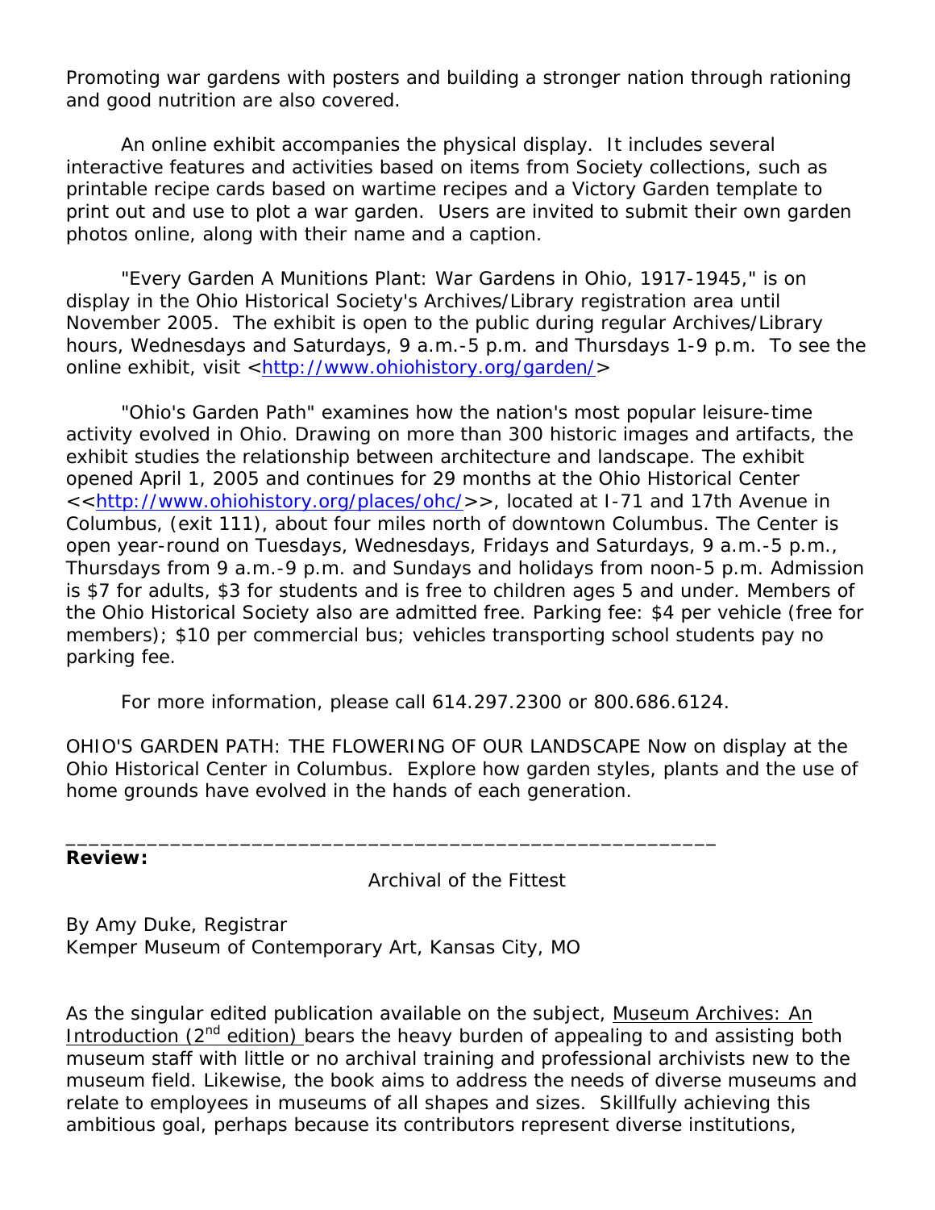Promoting war gardens with posters and building a stronger nation through rationing and good nutrition are also covered.

An online exhibit accompanies the physical display. It includes several interactive features and activities based on items from Society collections, such as printable recipe cards based on wartime recipes and a Victory Garden template to print out and use to plot a war garden. Users are invited to submit their own garden photos online, along with their name and a caption.

"Every Garden A Munitions Plant: War Gardens in Ohio, 1917-1945," is on display in the Ohio Historical Society's Archives/Library registration area until November 2005. The exhibit is open to the public during regular Archives/Library hours, Wednesdays and Saturdays, 9 a.m.-5 p.m. and Thursdays 1-9 p.m. To see the online exhibit, visit <http://www.ohiohistory.org/garden/>

"Ohio's Garden Path" examines how the nation's most popular leisure-time activity evolved in Ohio. Drawing on more than 300 historic images and artifacts, the exhibit studies the relationship between architecture and landscape. The exhibit opened April 1, 2005 and continues for 29 months at the Ohio Historical Center <<http://www.ohiohistory.org/places/ohc/>>, located at I-71 and 17th Avenue in Columbus, (exit 111), about four miles north of downtown Columbus. The Center is open year-round on Tuesdays, Wednesdays, Fridays and Saturdays, 9 a.m.-5 p.m., Thursdays from 9 a.m.-9 p.m. and Sundays and holidays from noon-5 p.m. Admission is $7 for adults, $3 for students and is free to children ages 5 and under. Members of the Ohio Historical Society also are admitted free. Parking fee: $4 per vehicle (free for members); $10 per commercial bus; vehicles transporting school students pay no parking fee.

For more information, please call 614.297.2300 or 800.686.6124.

OHIO'S GARDEN PATH: THE FLOWERING OF OUR LANDSCAPE Now on display at the Ohio Historical Center in Columbus. Explore how garden styles, plants and the use of home grounds have evolved in the hands of each generation.

---

**Review:**

Archival of the Fittest

By Amy Duke, Registrar
Kemper Museum of Contemporary Art, Kansas City, MO

As the singular edited publication available on the subject, Museum Archives: An Introduction (2nd edition) bears the heavy burden of appealing to and assisting both museum staff with little or no archival training and professional archivists new to the museum field. Likewise, the book aims to address the needs of diverse museums and relate to employees in museums of all shapes and sizes. Skillfully achieving this ambitious goal, perhaps because its contributors represent diverse institutions,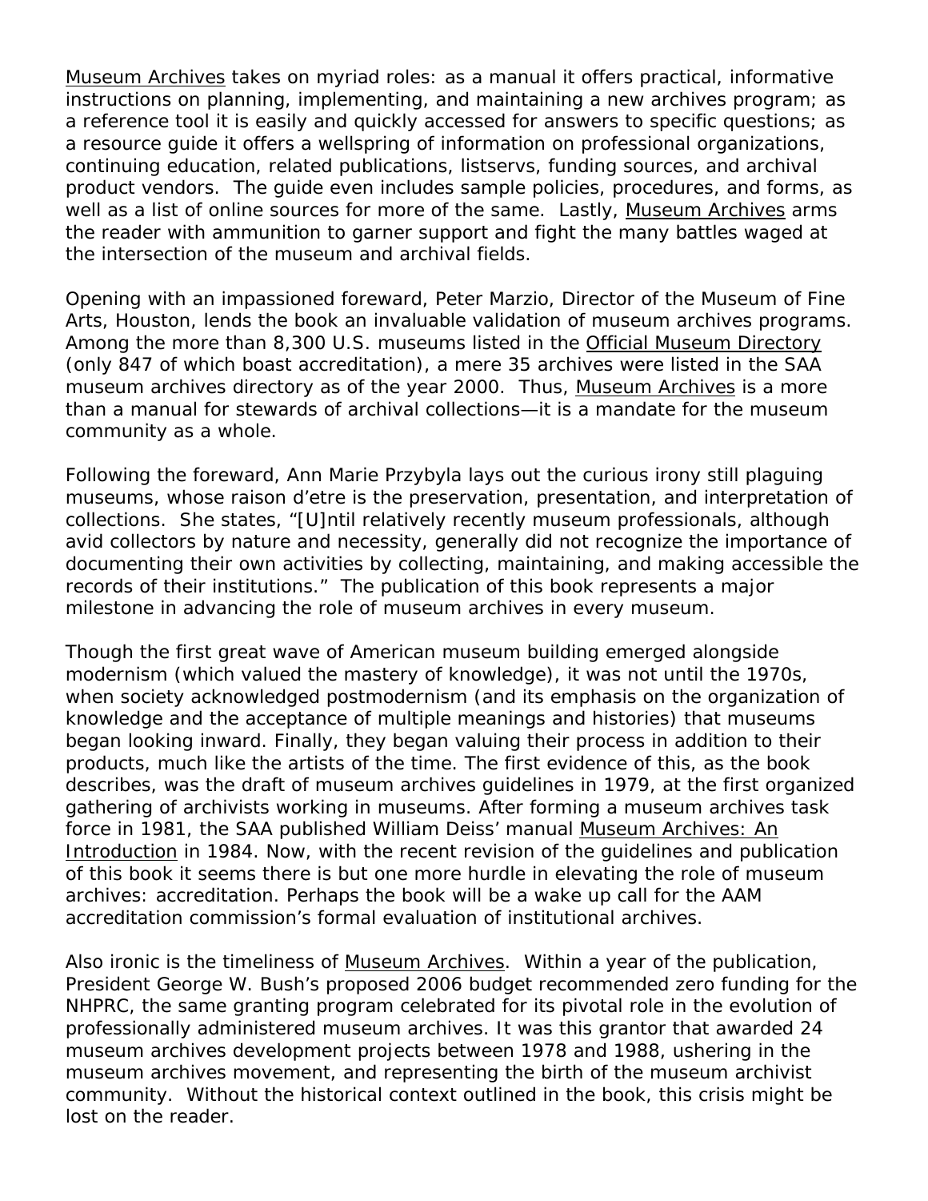Museum Archives takes on myriad roles: as a manual it offers practical, informative instructions on planning, implementing, and maintaining a new archives program; as a reference tool it is easily and quickly accessed for answers to specific questions; as a resource guide it offers a wellspring of information on professional organizations, continuing education, related publications, listservs, funding sources, and archival product vendors. The guide even includes sample policies, procedures, and forms, as well as a list of online sources for more of the same. Lastly, Museum Archives arms the reader with ammunition to garner support and fight the many battles waged at the intersection of the museum and archival fields.

Opening with an impassioned foreward, Peter Marzio, Director of the Museum of Fine Arts, Houston, lends the book an invaluable validation of museum archives programs. Among the more than 8,300 U.S. museums listed in the Official Museum Directory (only 847 of which boast accreditation), a mere 35 archives were listed in the SAA museum archives directory as of the year 2000. Thus, Museum Archives is a more than a manual for stewards of archival collections—it is a mandate for the museum community as a whole.

Following the foreward, Ann Marie Przybyla lays out the curious irony still plaguing museums, whose raison d'etre is the preservation, presentation, and interpretation of collections. She states, "[U]ntil relatively recently museum professionals, although avid collectors by nature and necessity, generally did not recognize the importance of documenting their own activities by collecting, maintaining, and making accessible the records of their institutions." The publication of this book represents a major milestone in advancing the role of museum archives in every museum.

Though the first great wave of American museum building emerged alongside modernism (which valued the mastery of knowledge), it was not until the 1970s, when society acknowledged postmodernism (and its emphasis on the organization of knowledge and the acceptance of multiple meanings and histories) that museums began looking inward. Finally, they began valuing their process in addition to their products, much like the artists of the time. The first evidence of this, as the book describes, was the draft of museum archives guidelines in 1979, at the first organized gathering of archivists working in museums. After forming a museum archives task force in 1981, the SAA published William Deiss' manual Museum Archives: An Introduction in 1984. Now, with the recent revision of the guidelines and publication of this book it seems there is but one more hurdle in elevating the role of museum archives: accreditation. Perhaps the book will be a wake up call for the AAM accreditation commission's formal evaluation of institutional archives.

Also ironic is the timeliness of Museum Archives. Within a year of the publication, President George W. Bush's proposed 2006 budget recommended zero funding for the NHPRC, the same granting program celebrated for its pivotal role in the evolution of professionally administered museum archives. It was this grantor that awarded 24 museum archives development projects between 1978 and 1988, ushering in the museum archives movement, and representing the birth of the museum archivist community. Without the historical context outlined in the book, this crisis might be lost on the reader.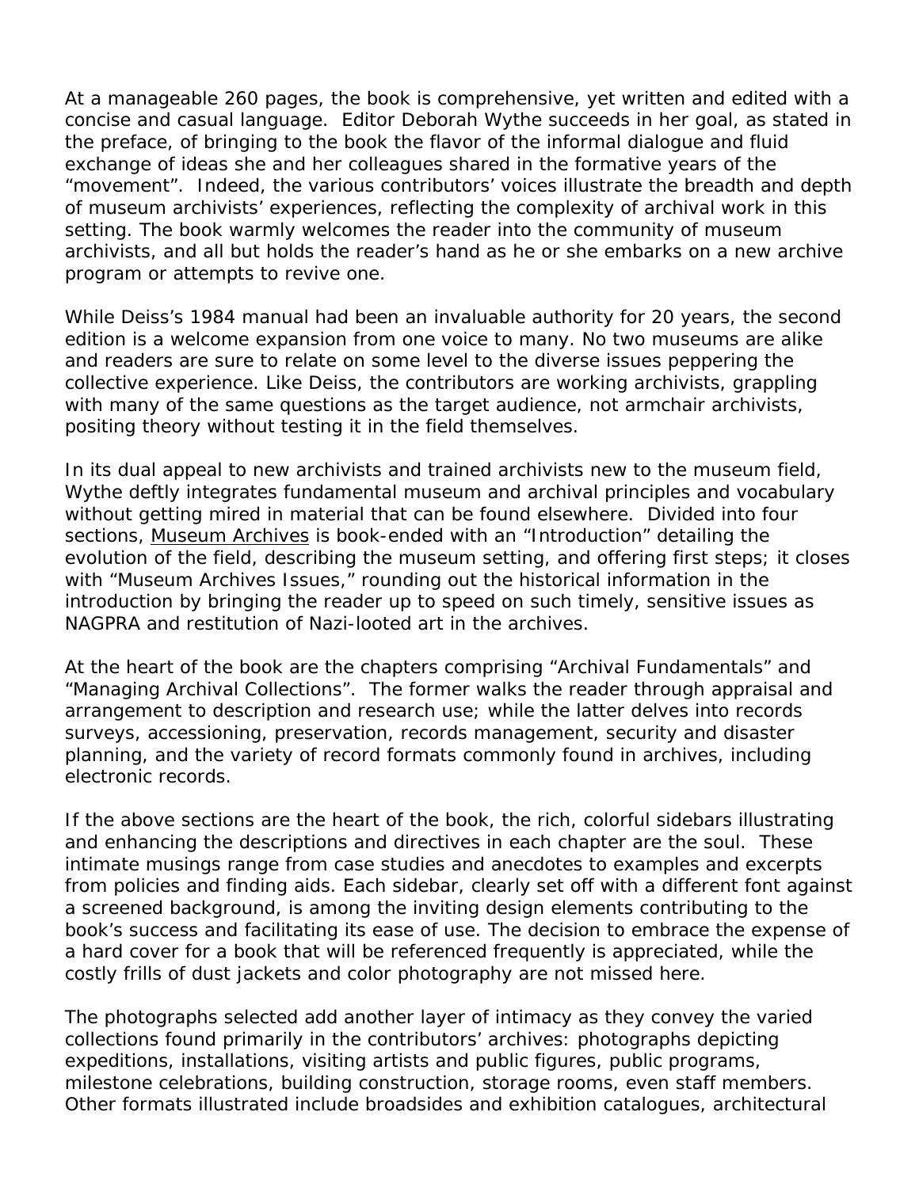At a manageable 260 pages, the book is comprehensive, yet written and edited with a concise and casual language. Editor Deborah Wythe succeeds in her goal, as stated in the preface, of bringing to the book the flavor of the informal dialogue and fluid exchange of ideas she and her colleagues shared in the formative years of the "movement". Indeed, the various contributors' voices illustrate the breadth and depth of museum archivists' experiences, reflecting the complexity of archival work in this setting. The book warmly welcomes the reader into the community of museum archivists, and all but holds the reader's hand as he or she embarks on a new archive program or attempts to revive one.

While Deiss's 1984 manual had been an invaluable authority for 20 years, the second edition is a welcome expansion from one voice to many. No two museums are alike and readers are sure to relate on some level to the diverse issues peppering the collective experience. Like Deiss, the contributors are working archivists, grappling with many of the same questions as the target audience, not armchair archivists, positing theory without testing it in the field themselves.

In its dual appeal to new archivists and trained archivists new to the museum field, Wythe deftly integrates fundamental museum and archival principles and vocabulary without getting mired in material that can be found elsewhere. Divided into four sections, <u>Museum Archives</u> is book-ended with an "Introduction" detailing the evolution of the field, describing the museum setting, and offering first steps; it closes with "Museum Archives Issues," rounding out the historical information in the introduction by bringing the reader up to speed on such timely, sensitive issues as NAGPRA and restitution of Nazi-looted art in the archives.

At the heart of the book are the chapters comprising "Archival Fundamentals" and "Managing Archival Collections". The former walks the reader through appraisal and arrangement to description and research use; while the latter delves into records surveys, accessioning, preservation, records management, security and disaster planning, and the variety of record formats commonly found in archives, including electronic records.

If the above sections are the heart of the book, the rich, colorful sidebars illustrating and enhancing the descriptions and directives in each chapter are the soul. These intimate musings range from case studies and anecdotes to examples and excerpts from policies and finding aids. Each sidebar, clearly set off with a different font against a screened background, is among the inviting design elements contributing to the book's success and facilitating its ease of use. The decision to embrace the expense of a hard cover for a book that will be referenced frequently is appreciated, while the costly frills of dust jackets and color photography are not missed here.

The photographs selected add another layer of intimacy as they convey the varied collections found primarily in the contributors' archives: photographs depicting expeditions, installations, visiting artists and public figures, public programs, milestone celebrations, building construction, storage rooms, even staff members. Other formats illustrated include broadsides and exhibition catalogues, architectural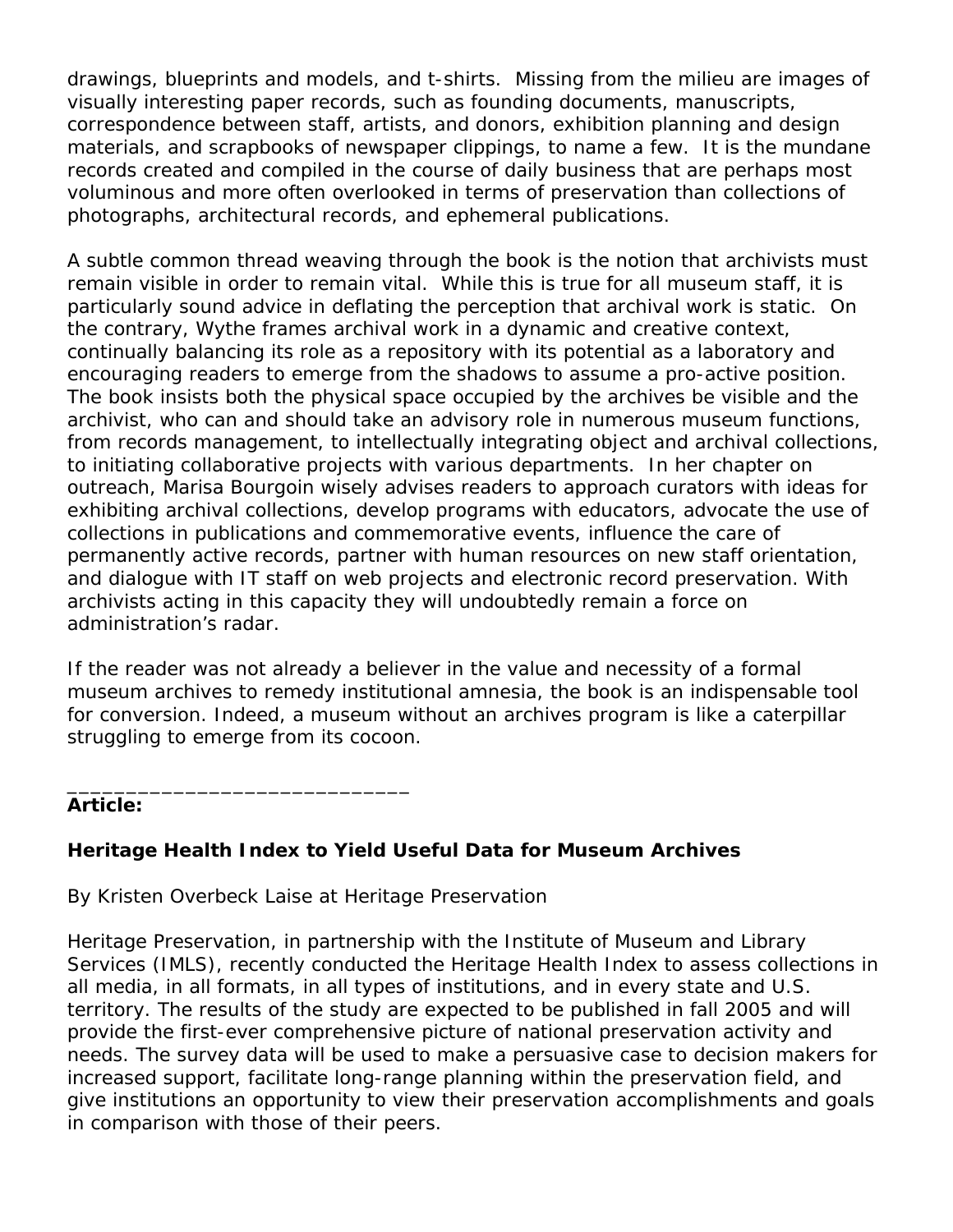drawings, blueprints and models, and t-shirts. Missing from the milieu are images of visually interesting paper records, such as founding documents, manuscripts, correspondence between staff, artists, and donors, exhibition planning and design materials, and scrapbooks of newspaper clippings, to name a few. It is the mundane records created and compiled in the course of daily business that are perhaps most voluminous and more often overlooked in terms of preservation than collections of photographs, architectural records, and ephemeral publications.

A subtle common thread weaving through the book is the notion that archivists must remain visible in order to remain vital. While this is true for all museum staff, it is particularly sound advice in deflating the perception that archival work is static. On the contrary, Wythe frames archival work in a dynamic and creative context, continually balancing its role as a repository with its potential as a laboratory and encouraging readers to emerge from the shadows to assume a pro-active position. The book insists both the physical space occupied by the archives be visible and the archivist, who can and should take an advisory role in numerous museum functions, from records management, to intellectually integrating object and archival collections, to initiating collaborative projects with various departments. In her chapter on outreach, Marisa Bourgoin wisely advises readers to approach curators with ideas for exhibiting archival collections, develop programs with educators, advocate the use of collections in publications and commemorative events, influence the care of permanently active records, partner with human resources on new staff orientation, and dialogue with IT staff on web projects and electronic record preservation. With archivists acting in this capacity they will undoubtedly remain a force on administration's radar.

If the reader was not already a believer in the value and necessity of a formal museum archives to remedy institutional amnesia, the book is an indispensable tool for conversion. Indeed, a museum without an archives program is like a caterpillar struggling to emerge from its cocoon.

_____________________________

**Article:**

**Heritage Health Index to Yield Useful Data for Museum Archives**

By Kristen Overbeck Laise at Heritage Preservation

Heritage Preservation, in partnership with the Institute of Museum and Library Services (IMLS), recently conducted the Heritage Health Index to assess collections in all media, in all formats, in all types of institutions, and in every state and U.S. territory. The results of the study are expected to be published in fall 2005 and will provide the first-ever comprehensive picture of national preservation activity and needs. The survey data will be used to make a persuasive case to decision makers for increased support, facilitate long-range planning within the preservation field, and give institutions an opportunity to view their preservation accomplishments and goals in comparison with those of their peers.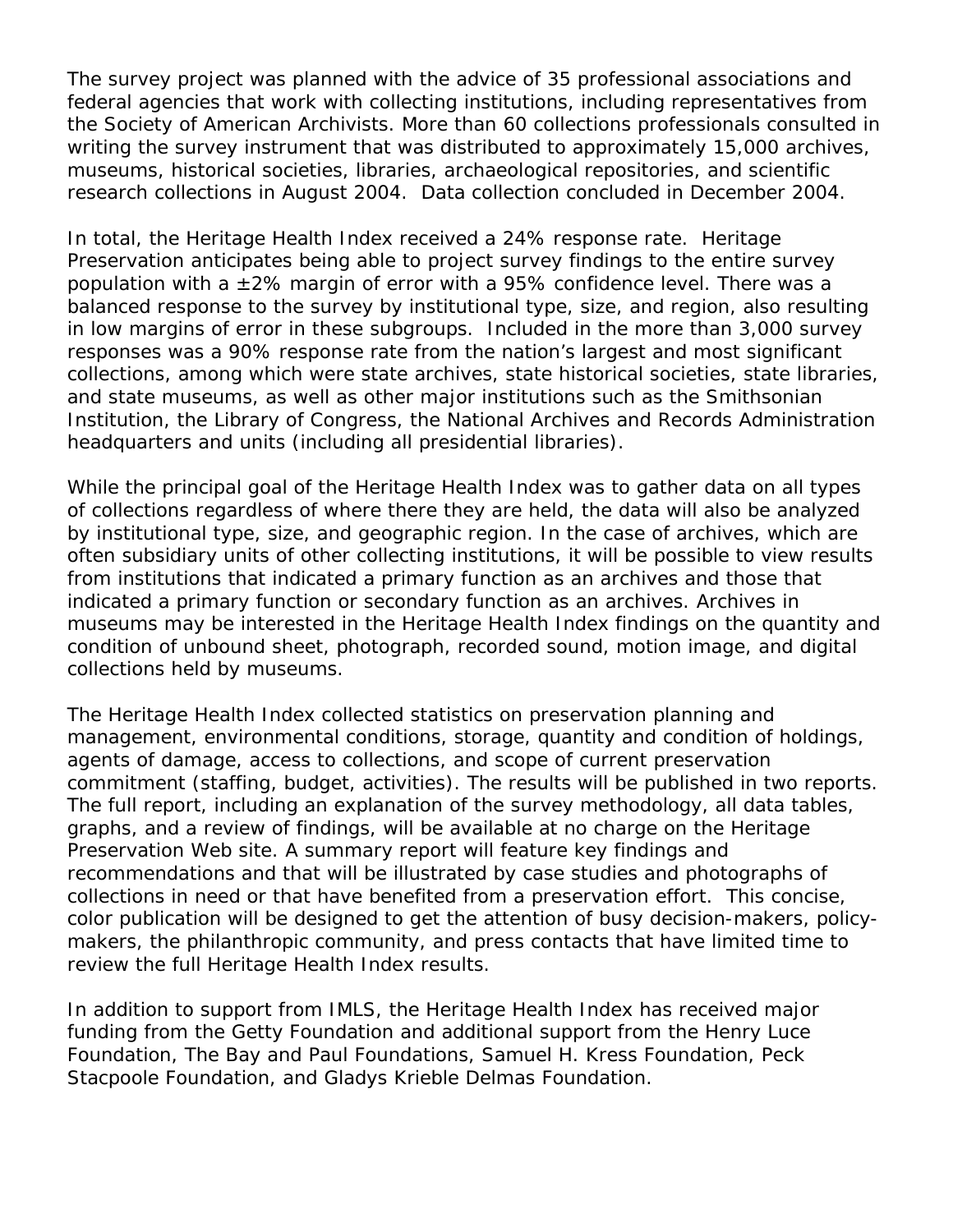The survey project was planned with the advice of 35 professional associations and federal agencies that work with collecting institutions, including representatives from the Society of American Archivists. More than 60 collections professionals consulted in writing the survey instrument that was distributed to approximately 15,000 archives, museums, historical societies, libraries, archaeological repositories, and scientific research collections in August 2004. Data collection concluded in December 2004.

In total, the Heritage Health Index received a 24% response rate. Heritage Preservation anticipates being able to project survey findings to the entire survey population with a ±2% margin of error with a 95% confidence level. There was a balanced response to the survey by institutional type, size, and region, also resulting in low margins of error in these subgroups. Included in the more than 3,000 survey responses was a 90% response rate from the nation's largest and most significant collections, among which were state archives, state historical societies, state libraries, and state museums, as well as other major institutions such as the Smithsonian Institution, the Library of Congress, the National Archives and Records Administration headquarters and units (including all presidential libraries).

While the principal goal of the Heritage Health Index was to gather data on all types of collections regardless of where there they are held, the data will also be analyzed by institutional type, size, and geographic region. In the case of archives, which are often subsidiary units of other collecting institutions, it will be possible to view results from institutions that indicated a primary function as an archives and those that indicated a primary function or secondary function as an archives. Archives in museums may be interested in the Heritage Health Index findings on the quantity and condition of unbound sheet, photograph, recorded sound, motion image, and digital collections held by museums.

The Heritage Health Index collected statistics on preservation planning and management, environmental conditions, storage, quantity and condition of holdings, agents of damage, access to collections, and scope of current preservation commitment (staffing, budget, activities). The results will be published in two reports. The full report, including an explanation of the survey methodology, all data tables, graphs, and a review of findings, will be available at no charge on the Heritage Preservation Web site. A summary report will feature key findings and recommendations and that will be illustrated by case studies and photographs of collections in need or that have benefited from a preservation effort. This concise, color publication will be designed to get the attention of busy decision-makers, policy-makers, the philanthropic community, and press contacts that have limited time to review the full Heritage Health Index results.

In addition to support from IMLS, the Heritage Health Index has received major funding from the Getty Foundation and additional support from the Henry Luce Foundation, The Bay and Paul Foundations, Samuel H. Kress Foundation, Peck Stacpoole Foundation, and Gladys Krieble Delmas Foundation.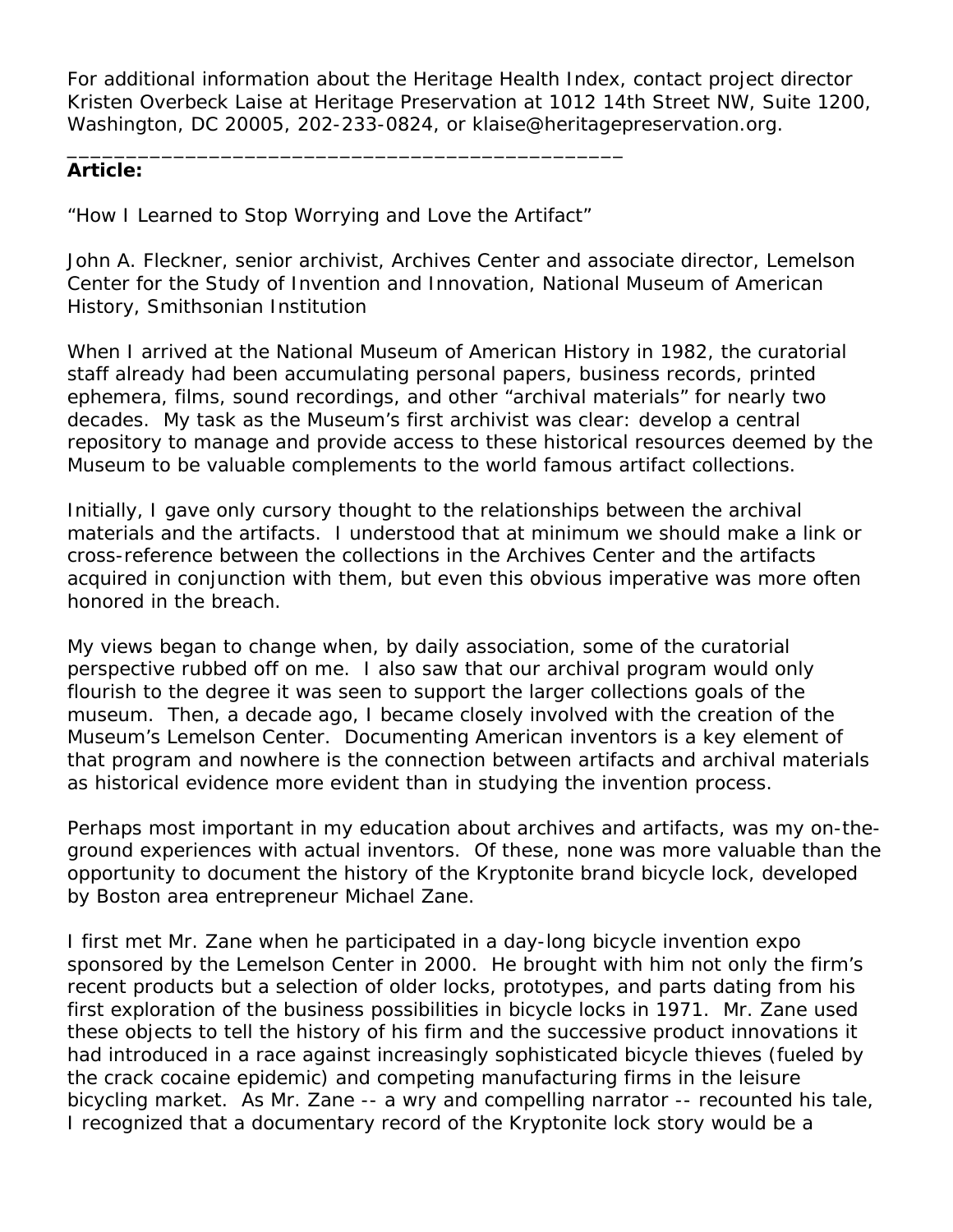For additional information about the Heritage Health Index, contact project director Kristen Overbeck Laise at Heritage Preservation at 1012 14th Street NW, Suite 1200, Washington, DC 20005, 202-233-0824, or klaise@heritagepreservation.org.

_______________________________________________

**Article:**

"How I Learned to Stop Worrying and Love the Artifact"

John A. Fleckner, senior archivist, Archives Center and associate director, Lemelson Center for the Study of Invention and Innovation, National Museum of American History, Smithsonian Institution

When I arrived at the National Museum of American History in 1982, the curatorial staff already had been accumulating personal papers, business records, printed ephemera, films, sound recordings, and other "archival materials" for nearly two decades. My task as the Museum's first archivist was clear: develop a central repository to manage and provide access to these historical resources deemed by the Museum to be valuable complements to the world famous artifact collections.

Initially, I gave only cursory thought to the relationships between the archival materials and the artifacts. I understood that at minimum we should make a link or cross-reference between the collections in the Archives Center and the artifacts acquired in conjunction with them, but even this obvious imperative was more often honored in the breach.

My views began to change when, by daily association, some of the curatorial perspective rubbed off on me. I also saw that our archival program would only flourish to the degree it was seen to support the larger collections goals of the museum. Then, a decade ago, I became closely involved with the creation of the Museum's Lemelson Center. Documenting American inventors is a key element of that program and nowhere is the connection between artifacts and archival materials as historical evidence more evident than in studying the invention process.

Perhaps most important in my education about archives and artifacts, was my on-the-ground experiences with actual inventors. Of these, none was more valuable than the opportunity to document the history of the Kryptonite brand bicycle lock, developed by Boston area entrepreneur Michael Zane.

I first met Mr. Zane when he participated in a day-long bicycle invention expo sponsored by the Lemelson Center in 2000. He brought with him not only the firm's recent products but a selection of older locks, prototypes, and parts dating from his first exploration of the business possibilities in bicycle locks in 1971. Mr. Zane used these objects to tell the history of his firm and the successive product innovations it had introduced in a race against increasingly sophisticated bicycle thieves (fueled by the crack cocaine epidemic) and competing manufacturing firms in the leisure bicycling market. As Mr. Zane -- a wry and compelling narrator -- recounted his tale, I recognized that a documentary record of the Kryptonite lock story would be a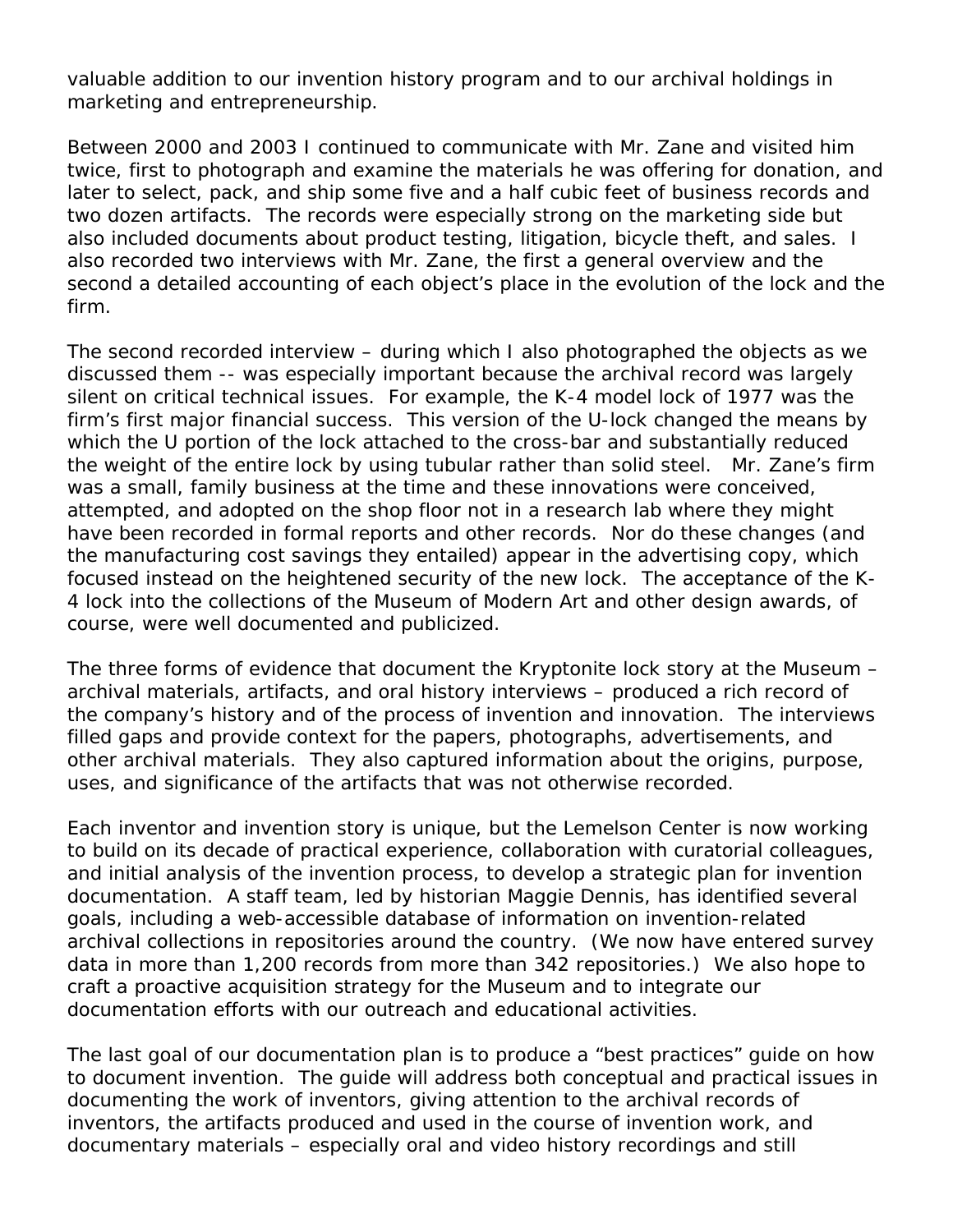valuable addition to our invention history program and to our archival holdings in marketing and entrepreneurship.

Between 2000 and 2003 I continued to communicate with Mr. Zane and visited him twice, first to photograph and examine the materials he was offering for donation, and later to select, pack, and ship some five and a half cubic feet of business records and two dozen artifacts. The records were especially strong on the marketing side but also included documents about product testing, litigation, bicycle theft, and sales. I also recorded two interviews with Mr. Zane, the first a general overview and the second a detailed accounting of each object's place in the evolution of the lock and the firm.

The second recorded interview – during which I also photographed the objects as we discussed them -- was especially important because the archival record was largely silent on critical technical issues. For example, the K-4 model lock of 1977 was the firm's first major financial success. This version of the U-lock changed the means by which the U portion of the lock attached to the cross-bar and substantially reduced the weight of the entire lock by using tubular rather than solid steel. Mr. Zane's firm was a small, family business at the time and these innovations were conceived, attempted, and adopted on the shop floor not in a research lab where they might have been recorded in formal reports and other records. Nor do these changes (and the manufacturing cost savings they entailed) appear in the advertising copy, which focused instead on the heightened security of the new lock. The acceptance of the K-4 lock into the collections of the Museum of Modern Art and other design awards, of course, were well documented and publicized.

The three forms of evidence that document the Kryptonite lock story at the Museum – archival materials, artifacts, and oral history interviews – produced a rich record of the company's history and of the process of invention and innovation. The interviews filled gaps and provide context for the papers, photographs, advertisements, and other archival materials. They also captured information about the origins, purpose, uses, and significance of the artifacts that was not otherwise recorded.

Each inventor and invention story is unique, but the Lemelson Center is now working to build on its decade of practical experience, collaboration with curatorial colleagues, and initial analysis of the invention process, to develop a strategic plan for invention documentation. A staff team, led by historian Maggie Dennis, has identified several goals, including a web-accessible database of information on invention-related archival collections in repositories around the country. (We now have entered survey data in more than 1,200 records from more than 342 repositories.) We also hope to craft a proactive acquisition strategy for the Museum and to integrate our documentation efforts with our outreach and educational activities.

The last goal of our documentation plan is to produce a "best practices" guide on how to document invention. The guide will address both conceptual and practical issues in documenting the work of inventors, giving attention to the archival records of inventors, the artifacts produced and used in the course of invention work, and documentary materials – especially oral and video history recordings and still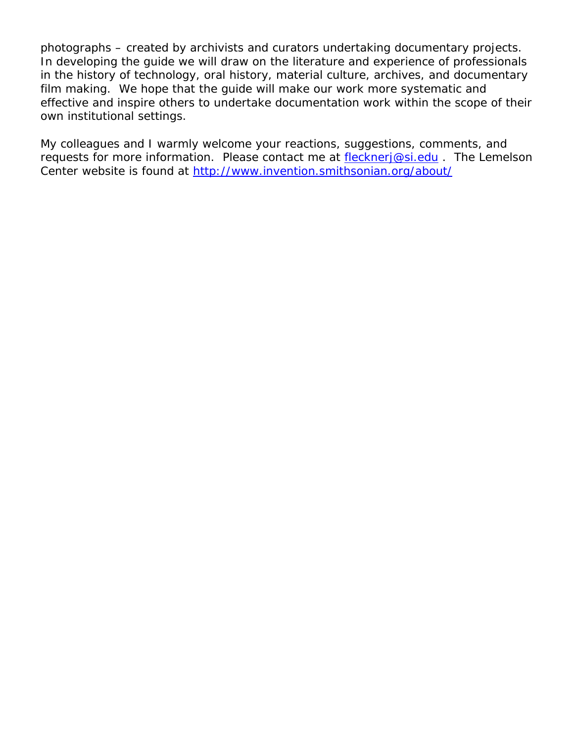photographs – created by archivists and curators undertaking documentary projects. In developing the guide we will draw on the literature and experience of professionals in the history of technology, oral history, material culture, archives, and documentary film making. We hope that the guide will make our work more systematic and effective and inspire others to undertake documentation work within the scope of their own institutional settings.

My colleagues and I warmly welcome your reactions, suggestions, comments, and requests for more information. Please contact me at flecknerj@si.edu . The Lemelson Center website is found at http://www.invention.smithsonian.org/about/